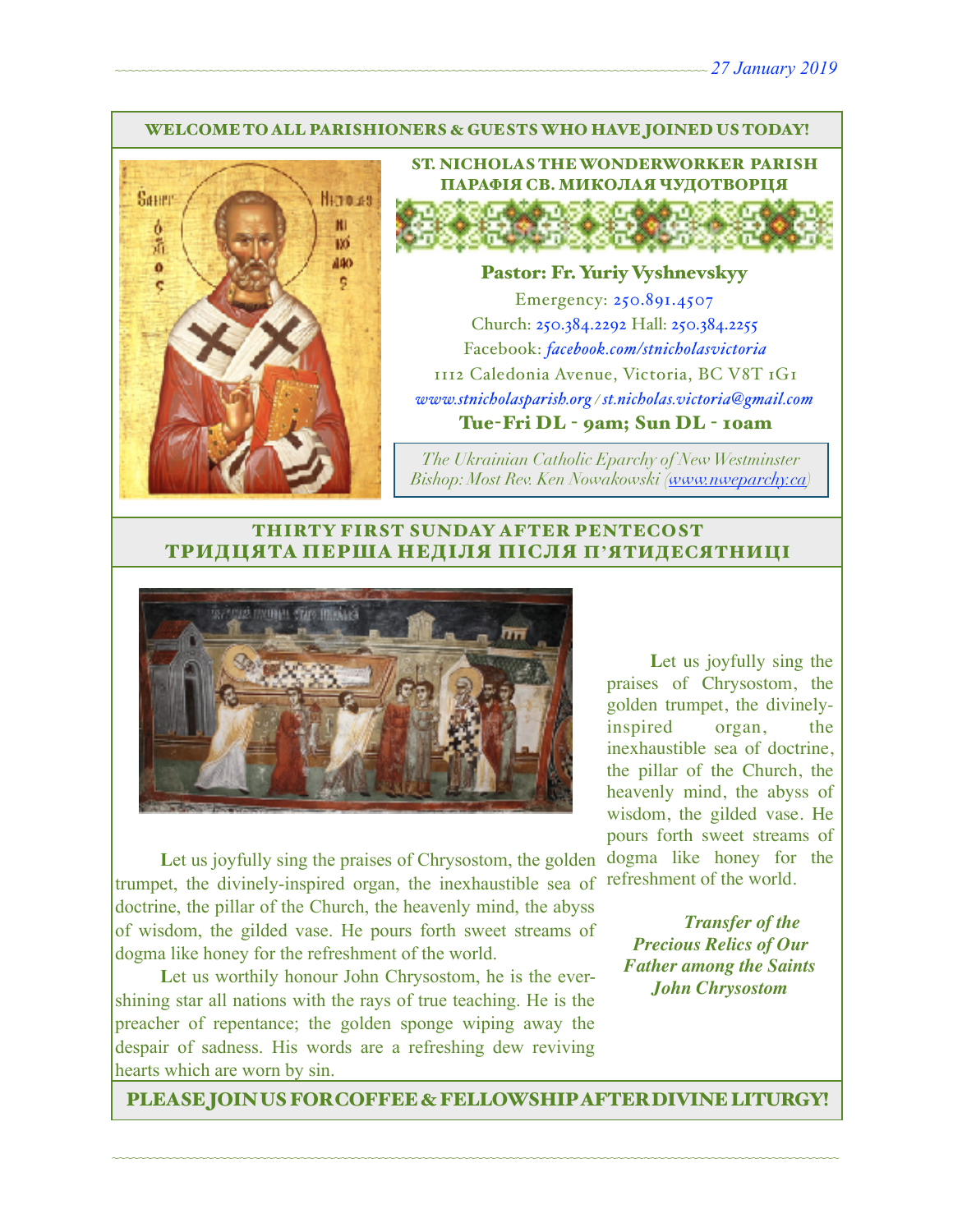*27 January 2019*

**WELCOME TO ALL PARISHIONERS & GUESTS WHO HAVE JOINED US TODAY!**

# ST. NICHOLAS THE WONDERWORKER PARISH
# ПАРАФІЯ СВ. МИКОЛАЯ ЧУДОТВОРЦЯ

**Pastor: Fr. Yuriy Vyshnevskyy**

Emergency: 250.891.4507

Church: 250.384.2292 Hall: 250.384.2255

Facebook: *facebook.com/stnicholasvictoria*

1112 Caledonia Avenue, Victoria, BC V8T 1G1

*www.stnicholasparish.org / st.nicholas.victoria@gmail.com*

**Tue-Fri DL - 9am; Sun DL - 10am**

*The Ukrainian Catholic Eparchy of New Westminster*
*Bishop: Most Rev. Ken Nowakowski (www.nweparchy.ca)*

## THIRTY FIRST SUNDAY AFTER PENTECOST
## ТРИДЦЯТА ПЕРША НЕДІЛЯ ПІСЛЯ П'ЯТИДЕСЯТНИЦІ

Let us joyfully sing the praises of Chrysostom, the golden trumpet, the divinely-inspired organ, the inexhaustible sea of doctrine, the pillar of the Church, the heavenly mind, the abyss of wisdom, the gilded vase. He pours forth sweet streams of dogma like honey for the refreshment of the world.

Let us worthily honour John Chrysostom, he is the ever-shining star all nations with the rays of true teaching. He is the preacher of repentance; the golden sponge wiping away the despair of sadness. His words are a refreshing dew reviving hearts which are worn by sin.

Let us joyfully sing the praises of Chrysostom, the golden trumpet, the divinely-inspired organ, the inexhaustible sea of doctrine, the pillar of the Church, the heavenly mind, the abyss of wisdom, the gilded vase. He pours forth sweet streams of dogma like honey for the refreshment of the world.

***Transfer of the Precious Relics of Our Father among the Saints John Chrysostom***

**PLEASE JOIN US FOR COFFEE & FELLOWSHIP AFTER DIVINE LITURGY!**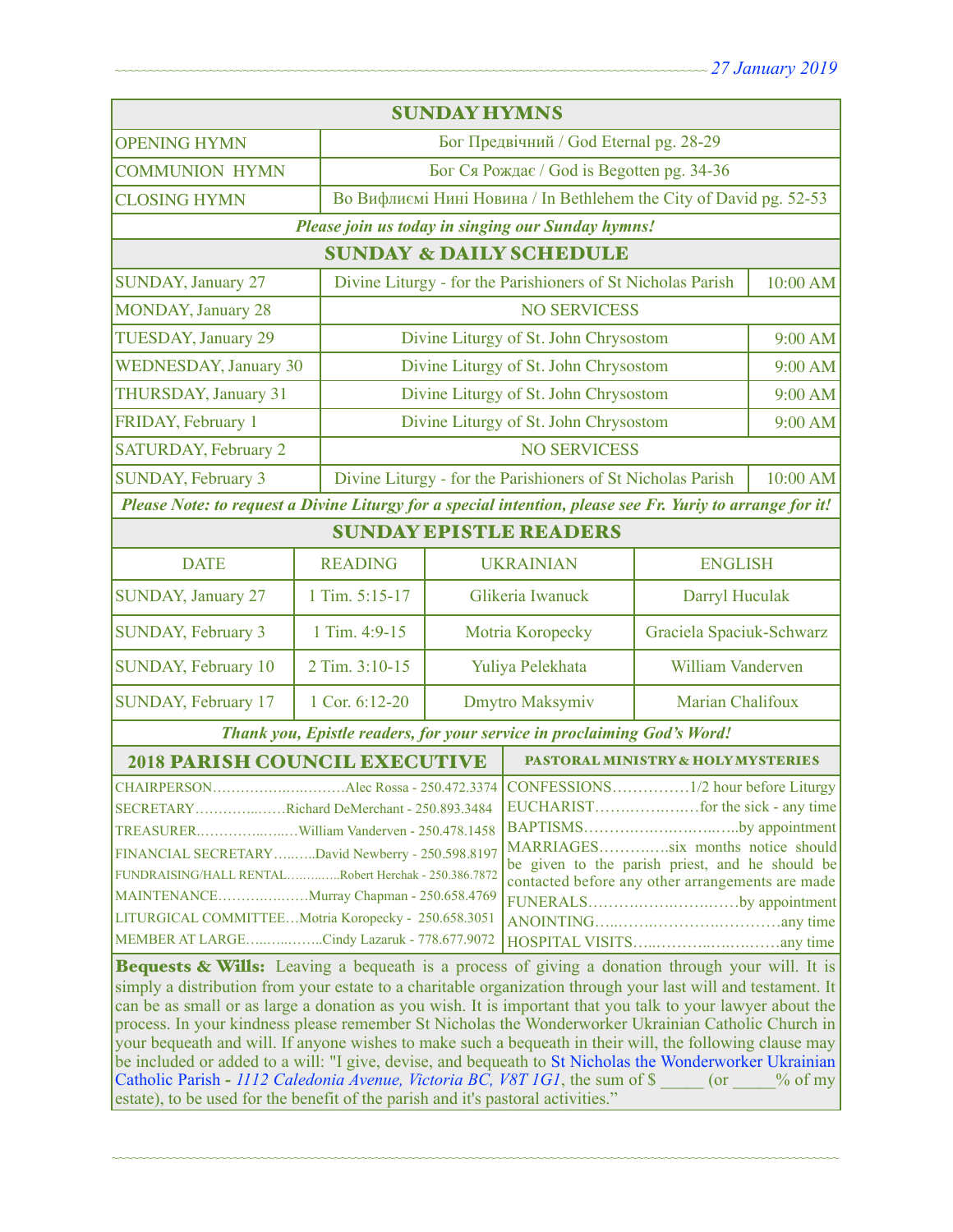27 January 2019

## SUNDAY HYMNS

| | |
|---|---|
| OPENING HYMN | Бог Предвічний / God Eternal pg. 28-29 |
| COMMUNION HYMN | Бог Ся Рождає / God is Begotten pg. 34-36 |
| CLOSING HYMN | Во Вифлиємі Нині Новина / In Bethlehem the City of David pg. 52-53 |

***Please join us today in singing our Sunday hymns!***

## SUNDAY & DAILY SCHEDULE

| | | |
|---|---|---|
| SUNDAY, January 27 | Divine Liturgy - for the Parishioners of St Nicholas Parish | 10:00 AM |
| MONDAY, January 28 | NO SERVICESS | |
| TUESDAY, January 29 | Divine Liturgy of St. John Chrysostom | 9:00 AM |
| WEDNESDAY, January 30 | Divine Liturgy of St. John Chrysostom | 9:00 AM |
| THURSDAY, January 31 | Divine Liturgy of St. John Chrysostom | 9:00 AM |
| FRIDAY, February 1 | Divine Liturgy of St. John Chrysostom | 9:00 AM |
| SATURDAY, February 2 | NO SERVICESS | |
| SUNDAY, February 3 | Divine Liturgy - for the Parishioners of St Nicholas Parish | 10:00 AM |

***Please Note: to request a Divine Liturgy for a special intention, please see Fr. Yuriy to arrange for it!***

## SUNDAY EPISTLE READERS

| DATE | READING | UKRAINIAN | ENGLISH |
|---|---|---|---|
| SUNDAY, January 27 | 1 Tim. 5:15-17 | Glikeria Iwanuck | Darryl Huculak |
| SUNDAY, February 3 | 1 Tim. 4:9-15 | Motria Koropecky | Graciela Spaciuk-Schwarz |
| SUNDAY, February 10 | 2 Tim. 3:10-15 | Yuliya Pelekhata | William Vanderven |
| SUNDAY, February 17 | 1 Cor. 6:12-20 | Dmytro Maksymiv | Marian Chalifoux |

***Thank you, Epistle readers, for your service in proclaiming God's Word!***

## 2018 PARISH COUNCIL EXECUTIVE

CHAIRPERSON……………………Alec Rossa - 250.472.3374
SECRETARY……………Richard DeMerchant - 250.893.3484
TREASURER………………William Vanderven - 250.478.1458
FINANCIAL SECRETARY……David Newberry - 250.598.8197
FUNDRAISING/HALL RENTAL…………Robert Herchak - 250.386.7872
MAINTENANCE………………Murray Chapman - 250.658.4769
LITURGICAL COMMITTEE…Motria Koropecky - 250.658.3051
MEMBER AT LARGE……………Cindy Lazaruk - 778.677.9072

## PASTORAL MINISTRY & HOLY MYSTERIES

CONFESSIONS……………1/2 hour before Liturgy
EUCHARIST………………for the sick - any time
BAPTISMS…………………………by appointment
MARRIAGES…………six months notice should be given to the parish priest, and he should be contacted before any other arrangements are made
FUNERALS…………………………by appointment
ANOINTING……………………………any time
HOSPITAL VISITS……………………………any time

**Bequests & Wills:** Leaving a bequeath is a process of giving a donation through your will. It is simply a distribution from your estate to a charitable organization through your last will and testament. It can be as small or as large a donation as you wish. It is important that you talk to your lawyer about the process. In your kindness please remember St Nicholas the Wonderworker Ukrainian Catholic Church in your bequeath and will. If anyone wishes to make such a bequeath in their will, the following clause may be included or added to a will: "I give, devise, and bequeath to St Nicholas the Wonderworker Ukrainian Catholic Parish - *1112 Caledonia Avenue, Victoria BC, V8T 1G1*, the sum of $ _____ (or _____% of my estate), to be used for the benefit of the parish and it's pastoral activities."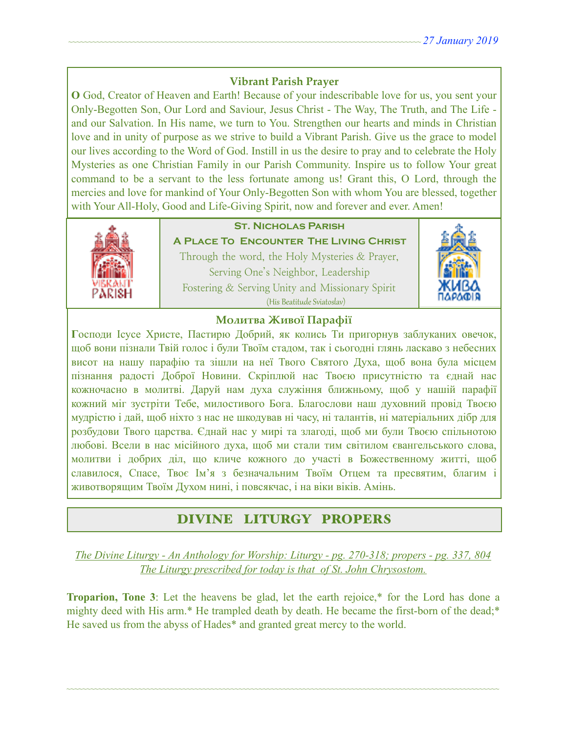### Vibrant Parish Prayer

**O** God, Creator of Heaven and Earth! Because of your indescribable love for us, you sent your Only-Begotten Son, Our Lord and Saviour, Jesus Christ - The Way, The Truth, and The Life - and our Salvation. In His name, we turn to You. Strengthen our hearts and minds in Christian love and in unity of purpose as we strive to build a Vibrant Parish. Give us the grace to model our lives according to the Word of God. Instill in us the desire to pray and to celebrate the Holy Mysteries as one Christian Family in our Parish Community. Inspire us to follow Your great command to be a servant to the less fortunate among us! Grant this, O Lord, through the mercies and love for mankind of Your Only-Begotten Son with whom You are blessed, together with Your All-Holy, Good and Life-Giving Spirit, now and forever and ever. Amen!

**St. Nicholas Parish**

**A Place To Encounter The Living Christ**

Through the word, the Holy Mysteries & Prayer,
Serving One's Neighbor, Leadership
Fostering & Serving Unity and Missionary Spirit
(His Beatitude Sviatoslav)

### Молитва Живої Парафії

**Г**осподи Ісусе Христе, Пастирю Добрий, як колись Ти пригорнув заблуканих овечок, щоб вони пізнали Твій голос і були Твоїм стадом, так і сьогодні глянь ласкаво з небесних висот на нашу парафію та зішли на неї Твого Святого Духа, щоб вона була місцем пізнання радості Доброї Новини. Скріплюй нас Твоєю присутністю та єднай нас кожночасно в молитві. Даруй нам духа служіння ближньому, щоб у нашій парафії кожний міг зустріти Тебе, милостивого Бога. Благослови наш духовний провід Твоєю мудрістю і дай, щоб ніхто з нас не шкодував ні часу, ні талантів, ні матеріальних дібр для розбудови Твого царства. Єднай нас у мирі та злагоді, щоб ми були Твоєю спільнотою любові. Всели в нас місійного духа, щоб ми стали тим світилом євангельського слова, молитви і добрих діл, що кличе кожного до участі в Божественному житті, щоб славилося, Спасе, Твоє Ім'я з безначальним Твоїм Отцем та пресвятим, благим і животворящим Твоїм Духом нині, і повсякчас, і на віки віків. Амінь.

## DIVINE LITURGY PROPERS

*The Divine Liturgy - An Anthology for Worship: Liturgy - pg. 270-318; propers - pg. 337, 804*
*The Liturgy prescribed for today is that of St. John Chrysostom.*

**Troparion, Tone 3**: Let the heavens be glad, let the earth rejoice,* for the Lord has done a mighty deed with His arm.* He trampled death by death. He became the first-born of the dead;* He saved us from the abyss of Hades* and granted great mercy to the world.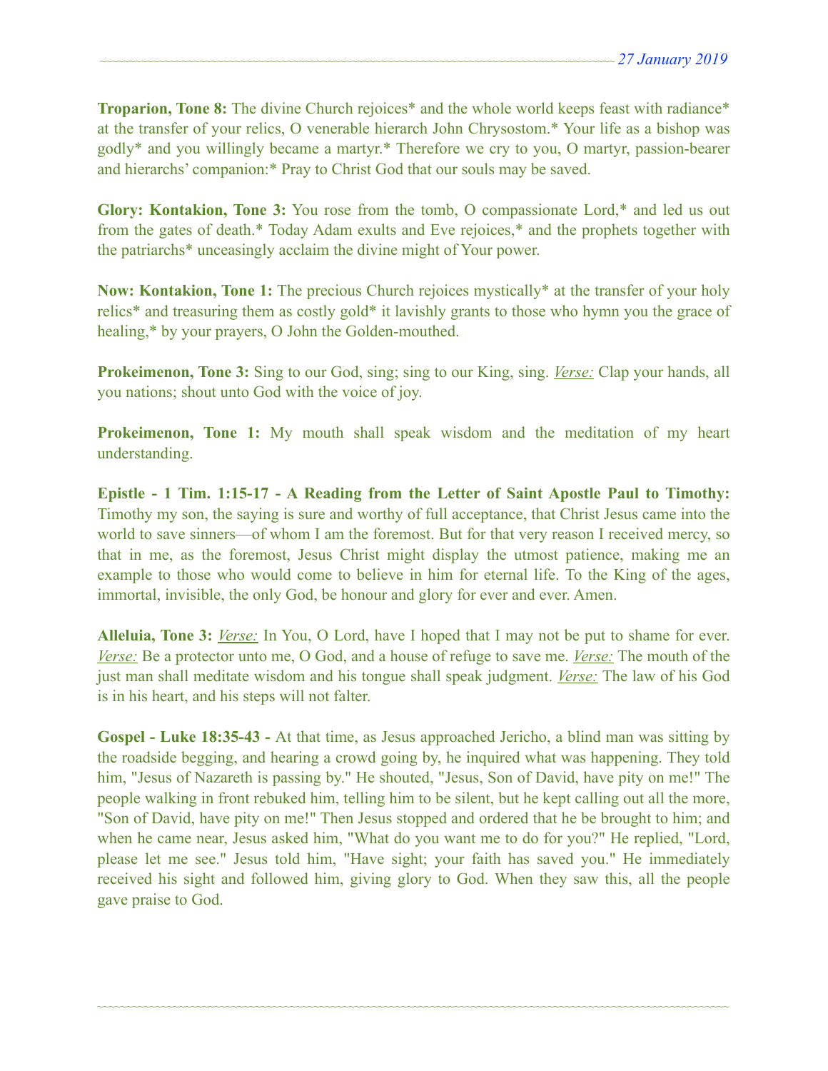**Troparion, Tone 8:** The divine Church rejoices* and the whole world keeps feast with radiance* at the transfer of your relics, O venerable hierarch John Chrysostom.* Your life as a bishop was godly* and you willingly became a martyr.* Therefore we cry to you, O martyr, passion-bearer and hierarchs' companion:* Pray to Christ God that our souls may be saved.

**Glory: Kontakion, Tone 3:** You rose from the tomb, O compassionate Lord,* and led us out from the gates of death.* Today Adam exults and Eve rejoices,* and the prophets together with the patriarchs* unceasingly acclaim the divine might of Your power.

**Now: Kontakion, Tone 1:** The precious Church rejoices mystically* at the transfer of your holy relics* and treasuring them as costly gold* it lavishly grants to those who hymn you the grace of healing,* by your prayers, O John the Golden-mouthed.

**Prokeimenon, Tone 3:** Sing to our God, sing; sing to our King, sing. *Verse:* Clap your hands, all you nations; shout unto God with the voice of joy.

**Prokeimenon, Tone 1:** My mouth shall speak wisdom and the meditation of my heart understanding.

**Epistle - 1 Tim. 1:15-17 - A Reading from the Letter of Saint Apostle Paul to Timothy:** Timothy my son, the saying is sure and worthy of full acceptance, that Christ Jesus came into the world to save sinners—of whom I am the foremost. But for that very reason I received mercy, so that in me, as the foremost, Jesus Christ might display the utmost patience, making me an example to those who would come to believe in him for eternal life. To the King of the ages, immortal, invisible, the only God, be honour and glory for ever and ever. Amen.

**Alleluia, Tone 3:** *Verse:* In You, O Lord, have I hoped that I may not be put to shame for ever. *Verse:* Be a protector unto me, O God, and a house of refuge to save me. *Verse:* The mouth of the just man shall meditate wisdom and his tongue shall speak judgment. *Verse:* The law of his God is in his heart, and his steps will not falter.

**Gospel - Luke 18:35-43 -** At that time, as Jesus approached Jericho, a blind man was sitting by the roadside begging, and hearing a crowd going by, he inquired what was happening. They told him, "Jesus of Nazareth is passing by." He shouted, "Jesus, Son of David, have pity on me!" The people walking in front rebuked him, telling him to be silent, but he kept calling out all the more, "Son of David, have pity on me!" Then Jesus stopped and ordered that he be brought to him; and when he came near, Jesus asked him, "What do you want me to do for you?" He replied, "Lord, please let me see." Jesus told him, "Have sight; your faith has saved you." He immediately received his sight and followed him, giving glory to God. When they saw this, all the people gave praise to God.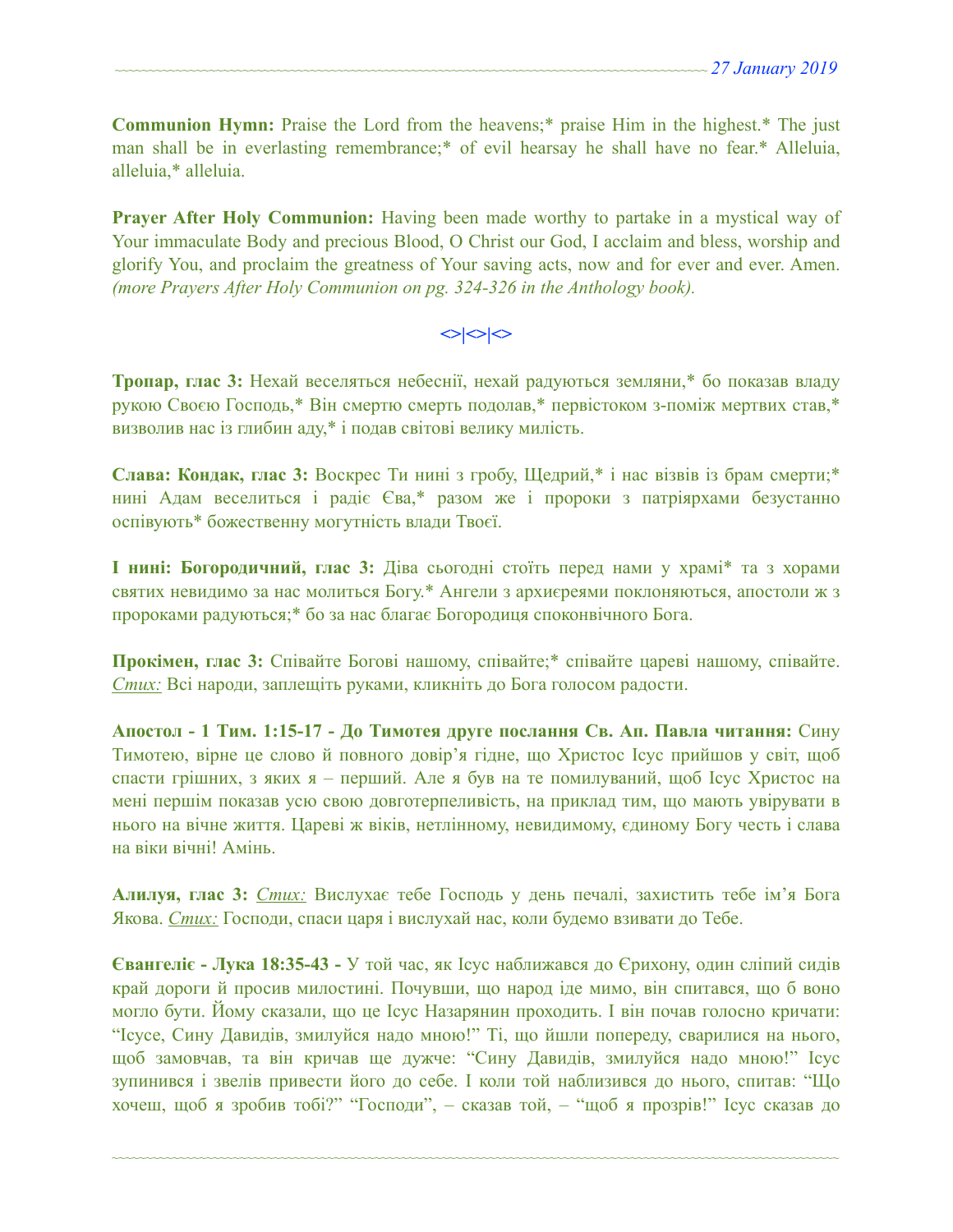**Communion Hymn:** Praise the Lord from the heavens;* praise Him in the highest.* The just man shall be in everlasting remembrance;* of evil hearsay he shall have no fear.* Alleluia, alleluia,* alleluia.

**Prayer After Holy Communion:** Having been made worthy to partake in a mystical way of Your immaculate Body and precious Blood, O Christ our God, I acclaim and bless, worship and glorify You, and proclaim the greatness of Your saving acts, now and for ever and ever. Amen. *(more Prayers After Holy Communion on pg. 324-326 in the Anthology book).*

<>|<>|<>

**Тропар, глас 3:** Нехай веселяться небеснії, нехай радуються земляни,* бо показав владу рукою Своєю Господь,* Він смертю смерть подолав,* первістоком з-поміж мертвих став,* визволив нас із глибин аду,* і подав світові велику милість.

**Слава: Кондак, глас 3:** Воскрес Ти нині з гробу, Щедрий,* і нас візвів із брам смерти;* нині Адам веселиться і радіє Єва,* разом же і пророки з патріярхами безустанно оспівують* божественну могутність влади Твоєї.

**І нині: Богородичний, глас 3:** Діва сьогодні стоїть перед нами у храмі* та з хорами святих невидимо за нас молиться Богу.* Ангели з архиєреями поклоняються, апостоли ж з пророками радуються;* бо за нас благає Богородиця споконвічного Бога.

**Прокімен, глас 3:** Співайте Богові нашому, співайте;* співайте цареві нашому, співайте. *Стих:* Всі народи, заплещіть руками, кликніть до Бога голосом радости.

**Апостол - 1 Тим. 1:15-17 - До Тимотея друге послання Св. Ап. Павла читання:** Сину Тимотею, вірне це слово й повного довір'я гідне, що Христос Ісус прийшов у світ, щоб спасти грішних, з яких я – перший. Але я був на те помилуваний, щоб Ісус Христос на мені першім показав усю свою довготерпеливість, на приклад тим, що мають увірувати в нього на вічне життя. Цареві ж віків, нетлінному, невидимому, єдиному Богу честь і слава на віки вічні! Амінь.

**Алилуя, глас 3:** *Стих:* Вислухає тебе Господь у день печалі, захистить тебе ім'я Бога Якова. *Стих:* Господи, спаси царя і вислухай нас, коли будемо взивати до Тебе.

**Євангеліє - Лука 18:35-43 -** У той час, як Ісус наближався до Єрихону, один сліпий сидів край дороги й просив милостині. Почувши, що народ іде мимо, він спитався, що б воно могло бути. Йому сказали, що це Ісус Назарянин проходить. І він почав голосно кричати: "Ісусе, Сину Давидів, змилуйся надо мною!" Ті, що йшли попереду, сварилися на нього, щоб замовчав, та він кричав ще дужче: "Сину Давидів, змилуйся надо мною!" Ісус зупинився і звелів привести його до себе. І коли той наблизився до нього, спитав: "Що хочеш, щоб я зробив тобі?" "Господи", – сказав той, – "щоб я прозрів!" Ісус сказав до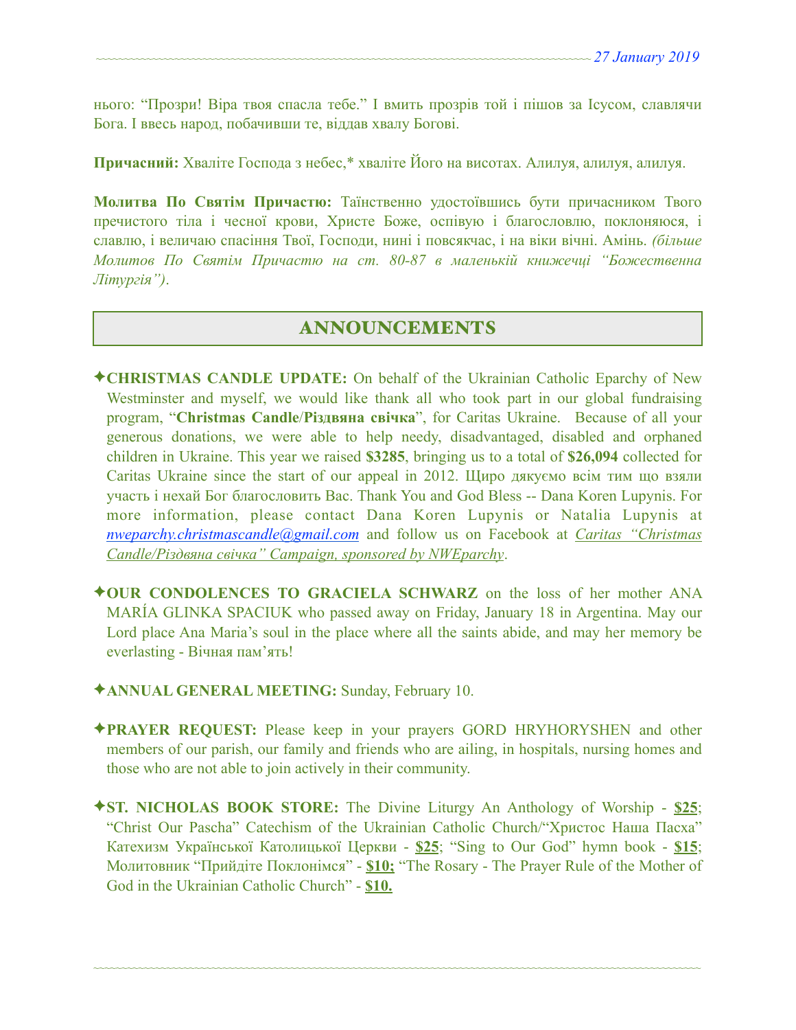нього: "Прозри! Віра твоя спасла тебе." І вмить прозрів той і пішов за Ісусом, славлячи Бога. І ввесь народ, побачивши те, віддав хвалу Богові.

**Причасний:** Хваліте Господа з небес,* хваліте Його на висотах. Алилуя, алилуя, алилуя.

**Молитва По Святім Причастю:** Таїнственно удостоївшись бути причасником Твого пречистого тіла і чесної крови, Христе Боже, оспівую і благословлю, поклоняюся, і славлю, і величаю спасіння Твої, Господи, нині і повсякчас, і на віки вічні. Амінь. *(більше Молитов По Святім Причастю на ст. 80-87 в маленькій книжечці "Божественна Літургія")*.

## ANNOUNCEMENTS

✦**CHRISTMAS CANDLE UPDATE:** On behalf of the Ukrainian Catholic Eparchy of New Westminster and myself, we would like thank all who took part in our global fundraising program, "**Christmas Candle/Різдвяна свічка**", for Caritas Ukraine. Because of all your generous donations, we were able to help needy, disadvantaged, disabled and orphaned children in Ukraine. This year we raised **$3285**, bringing us to a total of **$26,094** collected for Caritas Ukraine since the start of our appeal in 2012. Щиро дякуємо всім тим що взяли участь і нехай Бог благословить Вас. Thank You and God Bless -- Dana Koren Lupynis. For more information, please contact Dana Koren Lupynis or Natalia Lupynis at *nweparchy.christmascandle@gmail.com* and follow us on Facebook at *Caritas "Christmas Candle/Різдвяна свічка" Campaign, sponsored by NWEparchy*.

✦**OUR CONDOLENCES TO GRACIELA SCHWARZ** on the loss of her mother ANA MARÍA GLINKA SPACIUK who passed away on Friday, January 18 in Argentina. May our Lord place Ana Maria's soul in the place where all the saints abide, and may her memory be everlasting - Вічная пам'ять!

✦**ANNUAL GENERAL MEETING:** Sunday, February 10.

✦**PRAYER REQUEST:** Please keep in your prayers GORD HRYHORYSHEN and other members of our parish, our family and friends who are ailing, in hospitals, nursing homes and those who are not able to join actively in their community.

✦**ST. NICHOLAS BOOK STORE:** The Divine Liturgy An Anthology of Worship - **$25**; "Christ Our Pascha" Catechism of the Ukrainian Catholic Church/"Христос Наша Пасха" Катехизм Української Католицької Церкви - **$25**; "Sing to Our God" hymn book - **$15**; Молитовник "Прийдіте Поклонімся" - **$10;** "The Rosary - The Prayer Rule of the Mother of God in the Ukrainian Catholic Church" - **$10.**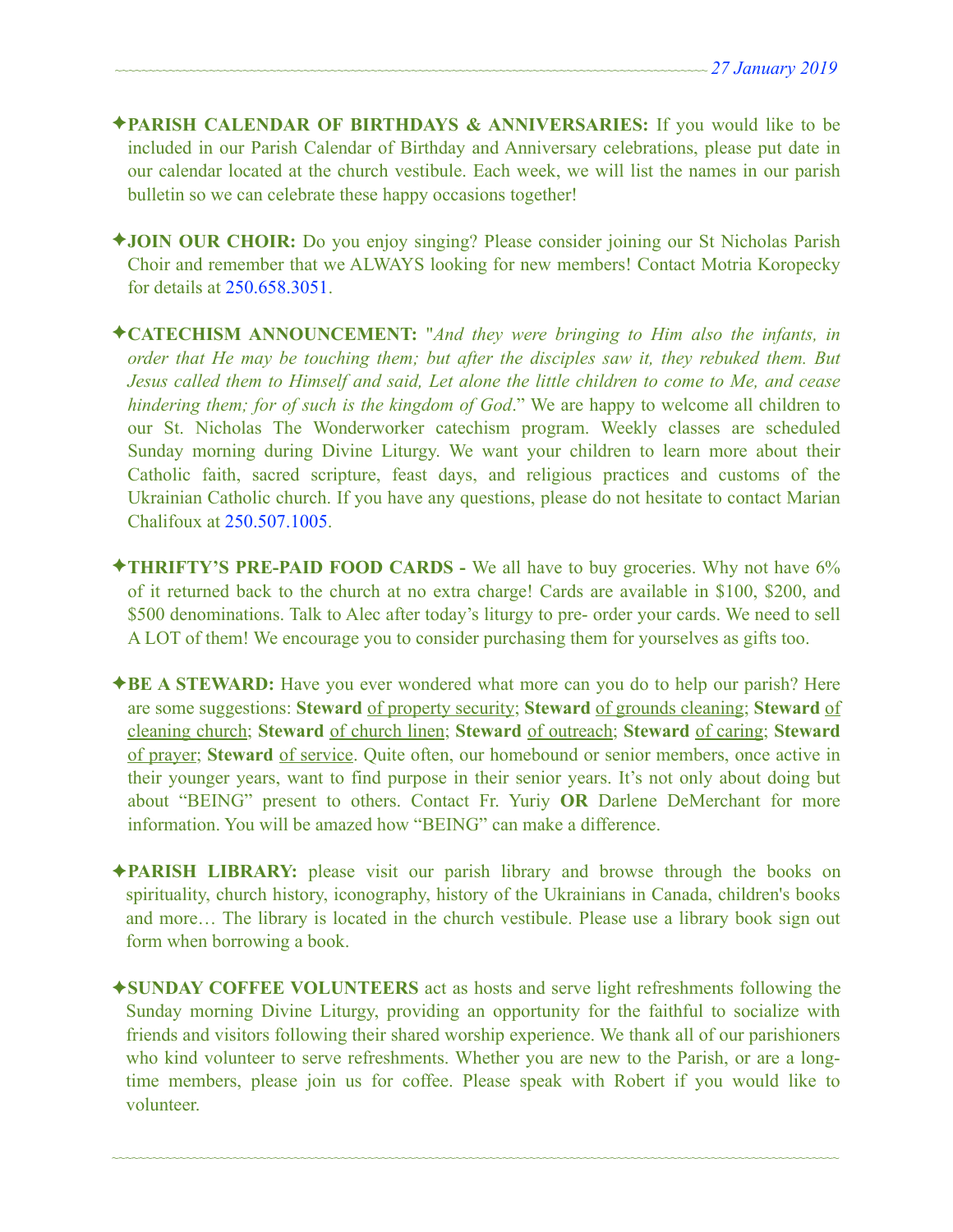✦**PARISH CALENDAR OF BIRTHDAYS & ANNIVERSARIES:** If you would like to be included in our Parish Calendar of Birthday and Anniversary celebrations, please put date in our calendar located at the church vestibule. Each week, we will list the names in our parish bulletin so we can celebrate these happy occasions together!

✦**JOIN OUR CHOIR:** Do you enjoy singing? Please consider joining our St Nicholas Parish Choir and remember that we ALWAYS looking for new members! Contact Motria Koropecky for details at 250.658.3051.

✦**CATECHISM ANNOUNCEMENT:** "*And they were bringing to Him also the infants, in order that He may be touching them; but after the disciples saw it, they rebuked them. But Jesus called them to Himself and said, Let alone the little children to come to Me, and cease hindering them; for of such is the kingdom of God*." We are happy to welcome all children to our St. Nicholas The Wonderworker catechism program. Weekly classes are scheduled Sunday morning during Divine Liturgy. We want your children to learn more about their Catholic faith, sacred scripture, feast days, and religious practices and customs of the Ukrainian Catholic church. If you have any questions, please do not hesitate to contact Marian Chalifoux at 250.507.1005.

✦**THRIFTY'S PRE-PAID FOOD CARDS -** We all have to buy groceries. Why not have 6% of it returned back to the church at no extra charge! Cards are available in $100, $200, and $500 denominations. Talk to Alec after today's liturgy to pre- order your cards. We need to sell A LOT of them! We encourage you to consider purchasing them for yourselves as gifts too.

✦**BE A STEWARD:** Have you ever wondered what more can you do to help our parish? Here are some suggestions: **Steward** of property security; **Steward** of grounds cleaning; **Steward** of cleaning church; **Steward** of church linen; **Steward** of outreach; **Steward** of caring; **Steward** of prayer; **Steward** of service. Quite often, our homebound or senior members, once active in their younger years, want to find purpose in their senior years. It's not only about doing but about "BEING" present to others. Contact Fr. Yuriy **OR** Darlene DeMerchant for more information. You will be amazed how "BEING" can make a difference.

✦**PARISH LIBRARY:** please visit our parish library and browse through the books on spirituality, church history, iconography, history of the Ukrainians in Canada, children's books and more… The library is located in the church vestibule. Please use a library book sign out form when borrowing a book.

✦**SUNDAY COFFEE VOLUNTEERS** act as hosts and serve light refreshments following the Sunday morning Divine Liturgy, providing an opportunity for the faithful to socialize with friends and visitors following their shared worship experience. We thank all of our parishioners who kind volunteer to serve refreshments. Whether you are new to the Parish, or are a long-time members, please join us for coffee. Please speak with Robert if you would like to volunteer.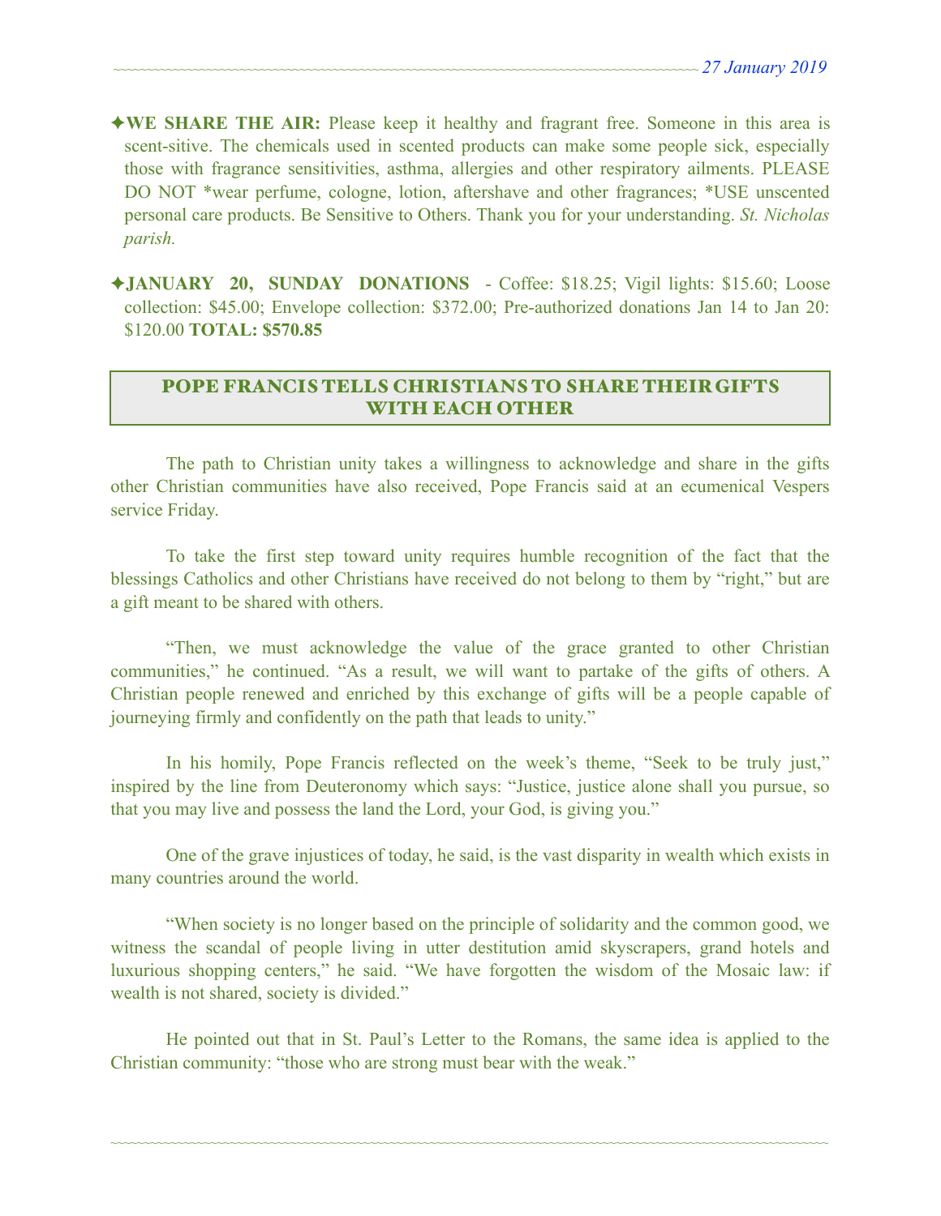✦**WE SHARE THE AIR:** Please keep it healthy and fragrant free. Someone in this area is scent-sitive. The chemicals used in scented products can make some people sick, especially those with fragrance sensitivities, asthma, allergies and other respiratory ailments. PLEASE DO NOT *wear perfume, cologne, lotion, aftershave and other fragrances; *USE unscented personal care products. Be Sensitive to Others. Thank you for your understanding. *St. Nicholas parish.*

✦**JANUARY 20, SUNDAY DONATIONS** - Coffee: $18.25; Vigil lights: $15.60; Loose collection: $45.00; Envelope collection: $372.00; Pre-authorized donations Jan 14 to Jan 20: $120.00 **TOTAL: $570.85**

## POPE FRANCIS TELLS CHRISTIANS TO SHARE THEIR GIFTS WITH EACH OTHER

The path to Christian unity takes a willingness to acknowledge and share in the gifts other Christian communities have also received, Pope Francis said at an ecumenical Vespers service Friday.

To take the first step toward unity requires humble recognition of the fact that the blessings Catholics and other Christians have received do not belong to them by "right," but are a gift meant to be shared with others.

"Then, we must acknowledge the value of the grace granted to other Christian communities," he continued. "As a result, we will want to partake of the gifts of others. A Christian people renewed and enriched by this exchange of gifts will be a people capable of journeying firmly and confidently on the path that leads to unity."

In his homily, Pope Francis reflected on the week's theme, "Seek to be truly just," inspired by the line from Deuteronomy which says: "Justice, justice alone shall you pursue, so that you may live and possess the land the Lord, your God, is giving you."

One of the grave injustices of today, he said, is the vast disparity in wealth which exists in many countries around the world.

"When society is no longer based on the principle of solidarity and the common good, we witness the scandal of people living in utter destitution amid skyscrapers, grand hotels and luxurious shopping centers," he said. "We have forgotten the wisdom of the Mosaic law: if wealth is not shared, society is divided."

He pointed out that in St. Paul's Letter to the Romans, the same idea is applied to the Christian community: "those who are strong must bear with the weak."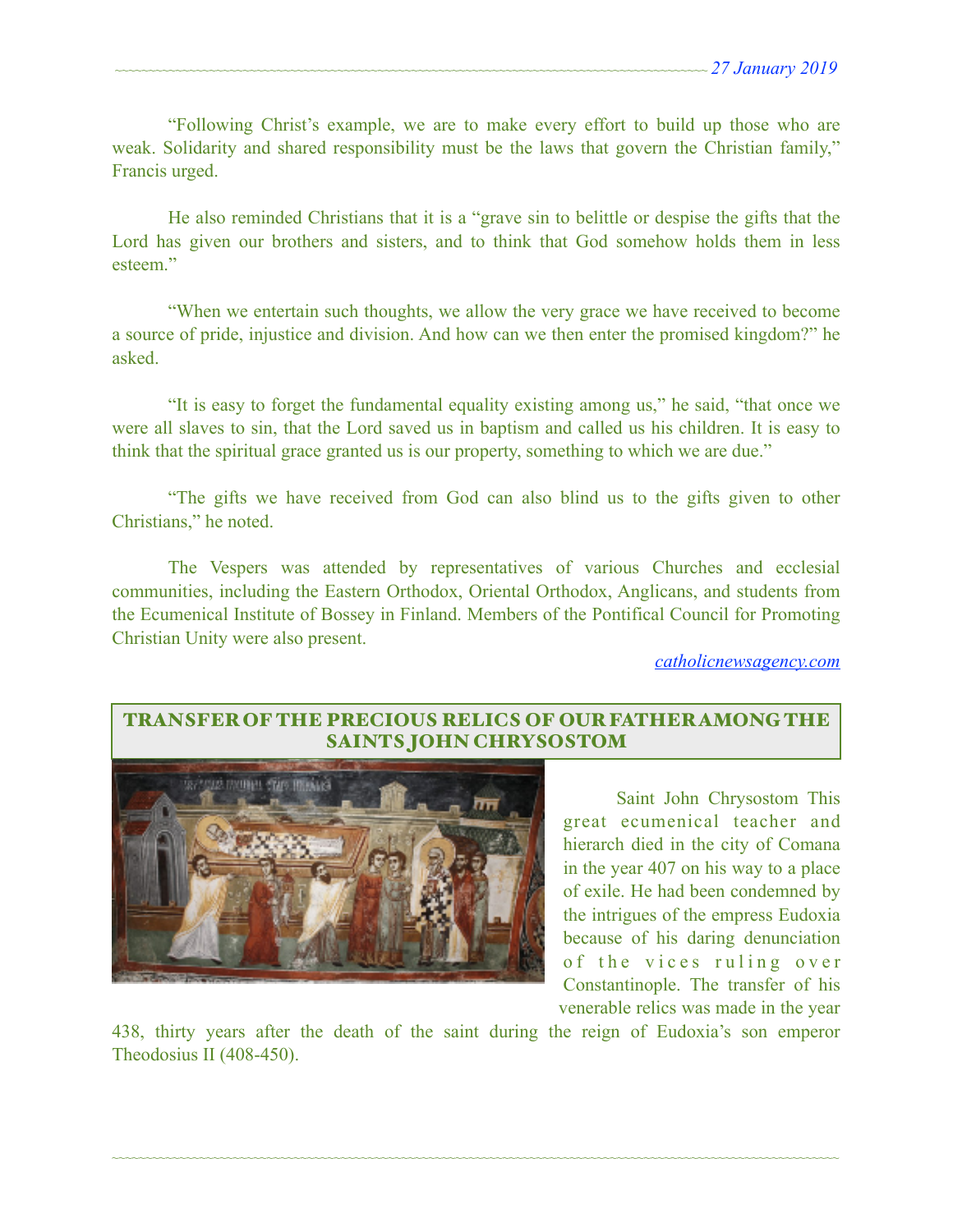"Following Christ's example, we are to make every effort to build up those who are weak. Solidarity and shared responsibility must be the laws that govern the Christian family," Francis urged.

He also reminded Christians that it is a "grave sin to belittle or despise the gifts that the Lord has given our brothers and sisters, and to think that God somehow holds them in less esteem."

"When we entertain such thoughts, we allow the very grace we have received to become a source of pride, injustice and division. And how can we then enter the promised kingdom?" he asked.

"It is easy to forget the fundamental equality existing among us," he said, "that once we were all slaves to sin, that the Lord saved us in baptism and called us his children. It is easy to think that the spiritual grace granted us is our property, something to which we are due."

"The gifts we have received from God can also blind us to the gifts given to other Christians," he noted.

The Vespers was attended by representatives of various Churches and ecclesial communities, including the Eastern Orthodox, Oriental Orthodox, Anglicans, and students from the Ecumenical Institute of Bossey in Finland. Members of the Pontifical Council for Promoting Christian Unity were also present.

*catholicnewsagency.com*

## TRANSFER OF THE PRECIOUS RELICS OF OUR FATHER AMONG THE SAINTS JOHN CHRYSOSTOM

Saint John Chrysostom This great ecumenical teacher and hierarch died in the city of Comana in the year 407 on his way to a place of exile. He had been condemned by the intrigues of the empress Eudoxia because of his daring denunciation of the vices ruling over Constantinople. The transfer of his venerable relics was made in the year 438, thirty years after the death of the saint during the reign of Eudoxia's son emperor Theodosius II (408-450).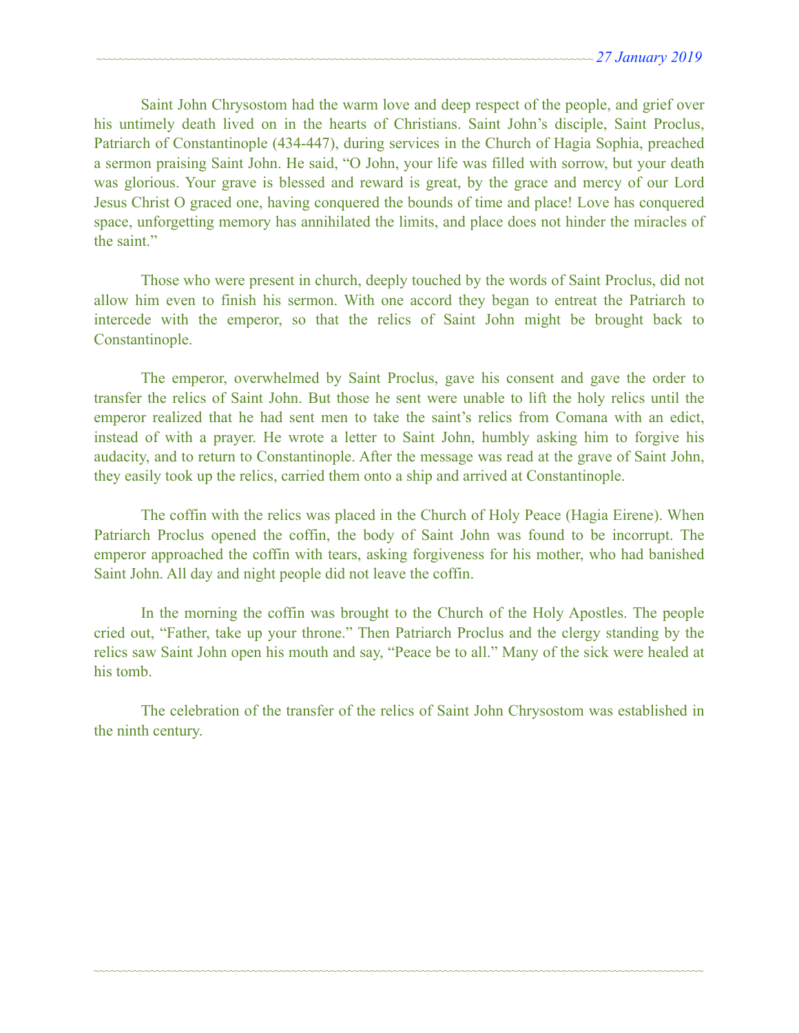Saint John Chrysostom had the warm love and deep respect of the people, and grief over his untimely death lived on in the hearts of Christians. Saint John's disciple, Saint Proclus, Patriarch of Constantinople (434-447), during services in the Church of Hagia Sophia, preached a sermon praising Saint John. He said, "O John, your life was filled with sorrow, but your death was glorious. Your grave is blessed and reward is great, by the grace and mercy of our Lord Jesus Christ O graced one, having conquered the bounds of time and place! Love has conquered space, unforgetting memory has annihilated the limits, and place does not hinder the miracles of the saint."

Those who were present in church, deeply touched by the words of Saint Proclus, did not allow him even to finish his sermon. With one accord they began to entreat the Patriarch to intercede with the emperor, so that the relics of Saint John might be brought back to Constantinople.

The emperor, overwhelmed by Saint Proclus, gave his consent and gave the order to transfer the relics of Saint John. But those he sent were unable to lift the holy relics until the emperor realized that he had sent men to take the saint's relics from Comana with an edict, instead of with a prayer. He wrote a letter to Saint John, humbly asking him to forgive his audacity, and to return to Constantinople. After the message was read at the grave of Saint John, they easily took up the relics, carried them onto a ship and arrived at Constantinople.

The coffin with the relics was placed in the Church of Holy Peace (Hagia Eirene). When Patriarch Proclus opened the coffin, the body of Saint John was found to be incorrupt. The emperor approached the coffin with tears, asking forgiveness for his mother, who had banished Saint John. All day and night people did not leave the coffin.

In the morning the coffin was brought to the Church of the Holy Apostles. The people cried out, "Father, take up your throne." Then Patriarch Proclus and the clergy standing by the relics saw Saint John open his mouth and say, "Peace be to all." Many of the sick were healed at his tomb.

The celebration of the transfer of the relics of Saint John Chrysostom was established in the ninth century.